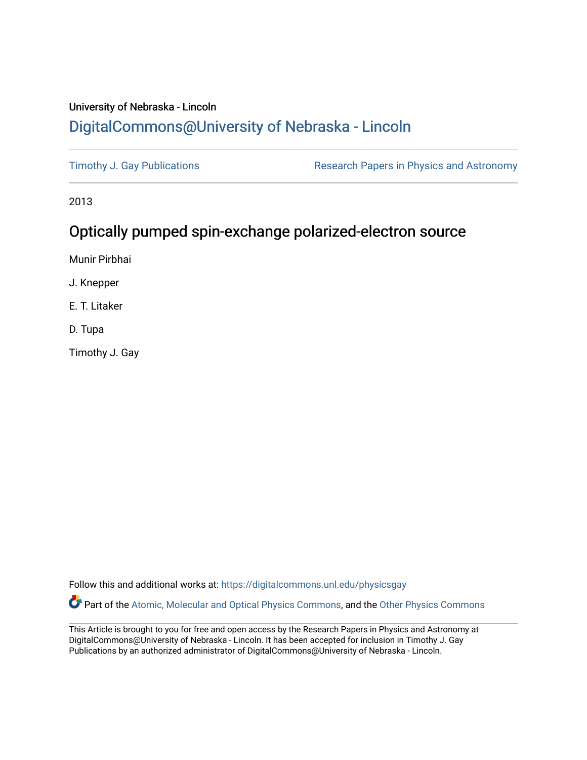University of Nebraska - Lincoln

# DigitalCommons@University of Nebraska - Lincoln

Timothy J. Gay Publications

Research Papers in Physics and Astronomy

2013

## Optically pumped spin-exchange polarized-electron source

Munir Pirbhai

J. Knepper

E. T. Litaker

D. Tupa

Timothy J. Gay

Follow this and additional works at: https://digitalcommons.unl.edu/physicsgay

Part of the Atomic, Molecular and Optical Physics Commons, and the Other Physics Commons

This Article is brought to you for free and open access by the Research Papers in Physics and Astronomy at DigitalCommons@University of Nebraska - Lincoln. It has been accepted for inclusion in Timothy J. Gay Publications by an authorized administrator of DigitalCommons@University of Nebraska - Lincoln.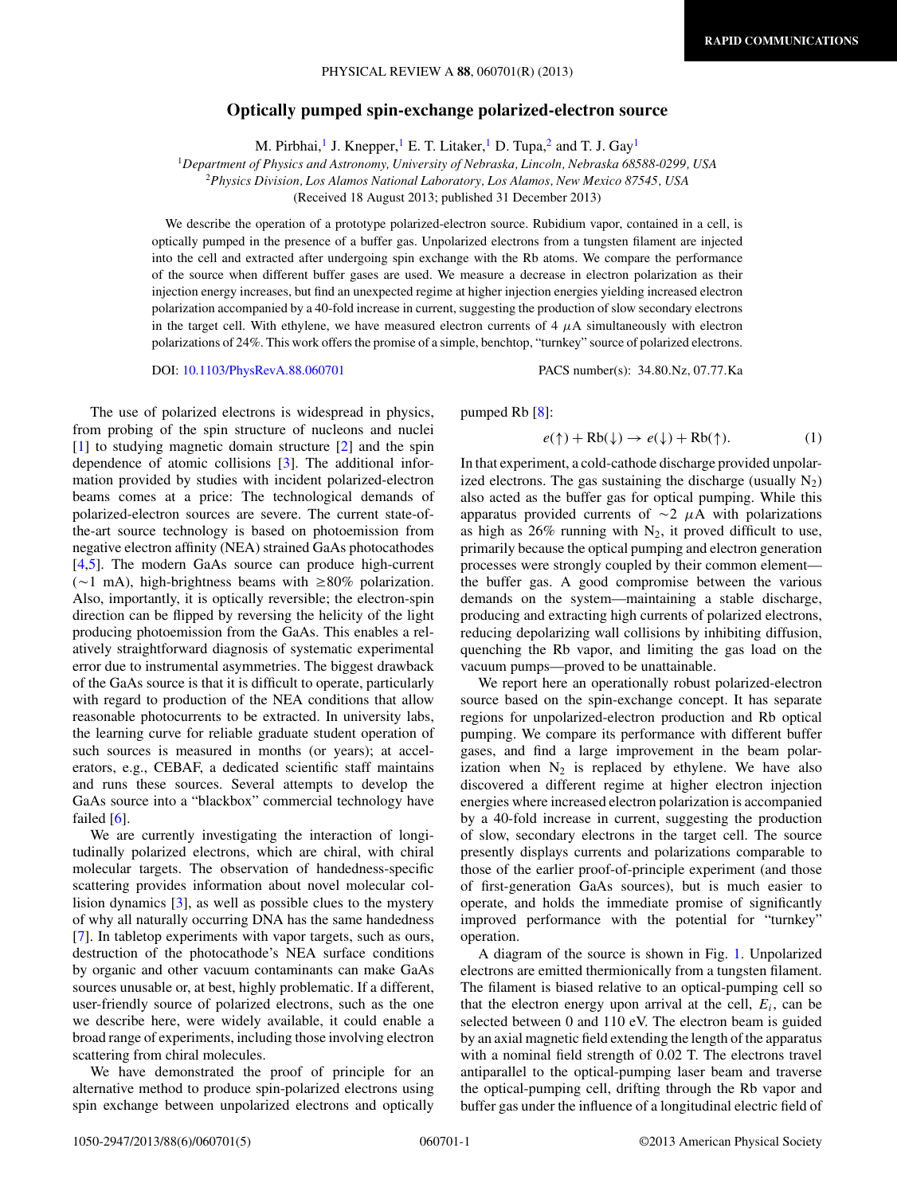# Optically pumped spin-exchange polarized-electron source

M. Pirbhai,[1] J. Knepper,[1] E. T. Litaker,[1] D. Tupa,[2] and T. J. Gay[1]

[1]*Department of Physics and Astronomy, University of Nebraska, Lincoln, Nebraska 68588-0299, USA*
[2]*Physics Division, Los Alamos National Laboratory, Los Alamos, New Mexico 87545, USA*
(Received 18 August 2013; published 31 December 2013)

We describe the operation of a prototype polarized-electron source. Rubidium vapor, contained in a cell, is optically pumped in the presence of a buffer gas. Unpolarized electrons from a tungsten filament are injected into the cell and extracted after undergoing spin exchange with the Rb atoms. We compare the performance of the source when different buffer gases are used. We measure a decrease in electron polarization as their injection energy increases, but find an unexpected regime at higher injection energies yielding increased electron polarization accompanied by a 40-fold increase in current, suggesting the production of slow secondary electrons in the target cell. With ethylene, we have measured electron currents of 4 $\mu$A simultaneously with electron polarizations of 24%. This work offers the promise of a simple, benchtop, "turnkey" source of polarized electrons.

DOI: 10.1103/PhysRevA.88.060701 PACS number(s): 34.80.Nz, 07.77.Ka

The use of polarized electrons is widespread in physics, from probing of the spin structure of nucleons and nuclei [1] to studying magnetic domain structure [2] and the spin dependence of atomic collisions [3]. The additional information provided by studies with incident polarized-electron beams comes at a price: The technological demands of polarized-electron sources are severe. The current state-of-the-art source technology is based on photoemission from negative electron affinity (NEA) strained GaAs photocathodes [4,5]. The modern GaAs source can produce high-current ($\sim$1 mA), high-brightness beams with $\geq$80% polarization. Also, importantly, it is optically reversible; the electron-spin direction can be flipped by reversing the helicity of the light producing photoemission from the GaAs. This enables a relatively straightforward diagnosis of systematic experimental error due to instrumental asymmetries. The biggest drawback of the GaAs source is that it is difficult to operate, particularly with regard to production of the NEA conditions that allow reasonable photocurrents to be extracted. In university labs, the learning curve for reliable graduate student operation of such sources is measured in months (or years); at accelerators, e.g., CEBAF, a dedicated scientific staff maintains and runs these sources. Several attempts to develop the GaAs source into a "blackbox" commercial technology have failed [6].

We are currently investigating the interaction of longitudinally polarized electrons, which are chiral, with chiral molecular targets. The observation of handedness-specific scattering provides information about novel molecular collision dynamics [3], as well as possible clues to the mystery of why all naturally occurring DNA has the same handedness [7]. In tabletop experiments with vapor targets, such as ours, destruction of the photocathode's NEA surface conditions by organic and other vacuum contaminants can make GaAs sources unusable or, at best, highly problematic. If a different, user-friendly source of polarized electrons, such as the one we describe here, were widely available, it could enable a broad range of experiments, including those involving electron scattering from chiral molecules.

We have demonstrated the proof of principle for an alternative method to produce spin-polarized electrons using spin exchange between unpolarized electrons and optically pumped Rb [8]:

$$e(\uparrow) + \text{Rb}(\downarrow) \rightarrow e(\downarrow) + \text{Rb}(\uparrow). \tag{1}$$

In that experiment, a cold-cathode discharge provided unpolarized electrons. The gas sustaining the discharge (usually $N_2$) also acted as the buffer gas for optical pumping. While this apparatus provided currents of $\sim$2 $\mu$A with polarizations as high as 26% running with $N_2$, it proved difficult to use, primarily because the optical pumping and electron generation processes were strongly coupled by their common element—the buffer gas. A good compromise between the various demands on the system—maintaining a stable discharge, producing and extracting high currents of polarized electrons, reducing depolarizing wall collisions by inhibiting diffusion, quenching the Rb vapor, and limiting the gas load on the vacuum pumps—proved to be unattainable.

We report here an operationally robust polarized-electron source based on the spin-exchange concept. It has separate regions for unpolarized-electron production and Rb optical pumping. We compare its performance with different buffer gases, and find a large improvement in the beam polarization when $N_2$ is replaced by ethylene. We have also discovered a different regime at higher electron injection energies where increased electron polarization is accompanied by a 40-fold increase in current, suggesting the production of slow, secondary electrons in the target cell. The source presently displays currents and polarizations comparable to those of the earlier proof-of-principle experiment (and those of first-generation GaAs sources), but is much easier to operate, and holds the immediate promise of significantly improved performance with the potential for "turnkey" operation.

A diagram of the source is shown in Fig. 1. Unpolarized electrons are emitted thermionically from a tungsten filament. The filament is biased relative to an optical-pumping cell so that the electron energy upon arrival at the cell, $E_i$, can be selected between 0 and 110 eV. The electron beam is guided by an axial magnetic field extending the length of the apparatus with a nominal field strength of 0.02 T. The electrons travel antiparallel to the optical-pumping laser beam and traverse the optical-pumping cell, drifting through the Rb vapor and buffer gas under the influence of a longitudinal electric field of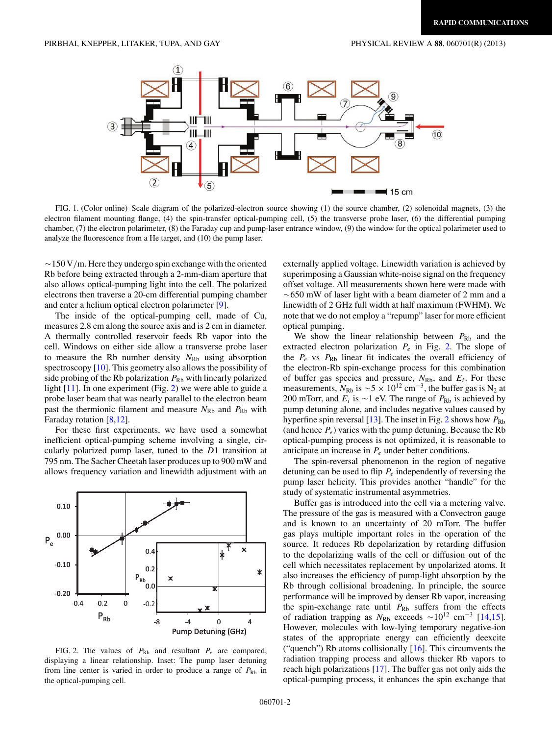FIG. 1. (Color online) Scale diagram of the polarized-electron source showing (1) the source chamber, (2) solenoidal magnets, (3) the electron filament mounting flange, (4) the spin-transfer optical-pumping cell, (5) the transverse probe laser, (6) the differential pumping chamber, (7) the electron polarimeter, (8) the Faraday cup and pump-laser entrance window, (9) the window for the optical polarimeter used to analyze the fluorescence from a He target, and (10) the pump laser.

~150 V/m. Here they undergo spin exchange with the oriented Rb before being extracted through a 2-mm-diam aperture that also allows optical-pumping light into the cell. The polarized electrons then traverse a 20-cm differential pumping chamber and enter a helium optical electron polarimeter [9].

The inside of the optical-pumping cell, made of Cu, measures 2.8 cm along the source axis and is 2 cm in diameter. A thermally controlled reservoir feeds Rb vapor into the cell. Windows on either side allow a transverse probe laser to measure the Rb number density $N_{\mathrm{Rb}}$ using absorption spectroscopy [10]. This geometry also allows the possibility of side probing of the Rb polarization $P_{\mathrm{Rb}}$ with linearly polarized light [11]. In one experiment (Fig. 2) we were able to guide a probe laser beam that was nearly parallel to the electron beam past the thermionic filament and measure $N_{\mathrm{Rb}}$ and $P_{\mathrm{Rb}}$ with Faraday rotation [8,12].

For these first experiments, we have used a somewhat inefficient optical-pumping scheme involving a single, circularly polarized pump laser, tuned to the $D1$ transition at 795 nm. The Sacher Cheetah laser produces up to 900 mW and allows frequency variation and linewidth adjustment with an externally applied voltage. Linewidth variation is achieved by superimposing a Gaussian white-noise signal on the frequency offset voltage. All measurements shown here were made with ~650 mW of laser light with a beam diameter of 2 mm and a linewidth of 2 GHz full width at half maximum (FWHM). We note that we do not employ a "repump" laser for more efficient optical pumping.

FIG. 2. The values of $P_{\mathrm{Rb}}$ and resultant $P_e$ are compared, displaying a linear relationship. Inset: The pump laser detuning from line center is varied in order to produce a range of $P_{\mathrm{Rb}}$ in the optical-pumping cell.

We show the linear relationship between $P_{\mathrm{Rb}}$ and the extracted electron polarization $P_e$ in Fig. 2. The slope of the $P_e$ vs $P_{\mathrm{Rb}}$ linear fit indicates the overall efficiency of the electron-Rb spin-exchange process for this combination of buffer gas species and pressure, $N_{\mathrm{Rb}}$, and $E_i$. For these measurements, $N_{\mathrm{Rb}}$ is $\sim 5 \times 10^{12}$ cm$^{-3}$, the buffer gas is $N_2$ at 200 mTorr, and $E_i$ is ~1 eV. The range of $P_{\mathrm{Rb}}$ is achieved by pump detuning alone, and includes negative values caused by hyperfine spin reversal [13]. The inset in Fig. 2 shows how $P_{\mathrm{Rb}}$ (and hence $P_e$) varies with the pump detuning. Because the Rb optical-pumping process is not optimized, it is reasonable to anticipate an increase in $P_e$ under better conditions.

The spin-reversal phenomenon in the region of negative detuning can be used to flip $P_e$ independently of reversing the pump laser helicity. This provides another "handle" for the study of systematic instrumental asymmetries.

Buffer gas is introduced into the cell via a metering valve. The pressure of the gas is measured with a Convectron gauge and is known to an uncertainty of 20 mTorr. The buffer gas plays multiple important roles in the operation of the source. It reduces Rb depolarization by retarding diffusion to the depolarizing walls of the cell or diffusion out of the cell which necessitates replacement by unpolarized atoms. It also increases the efficiency of pump-light absorption by the Rb through collisional broadening. In principle, the source performance will be improved by denser Rb vapor, increasing the spin-exchange rate until $P_{\mathrm{Rb}}$ suffers from the effects of radiation trapping as $N_{\mathrm{Rb}}$ exceeds $\sim 10^{12}$ cm$^{-3}$ [14,15]. However, molecules with low-lying temporary negative-ion states of the appropriate energy can efficiently deexcite ("quench") Rb atoms collisionally [16]. This circumvents the radiation trapping process and allows thicker Rb vapors to reach high polarizations [17]. The buffer gas not only aids the optical-pumping process, it enhances the spin exchange that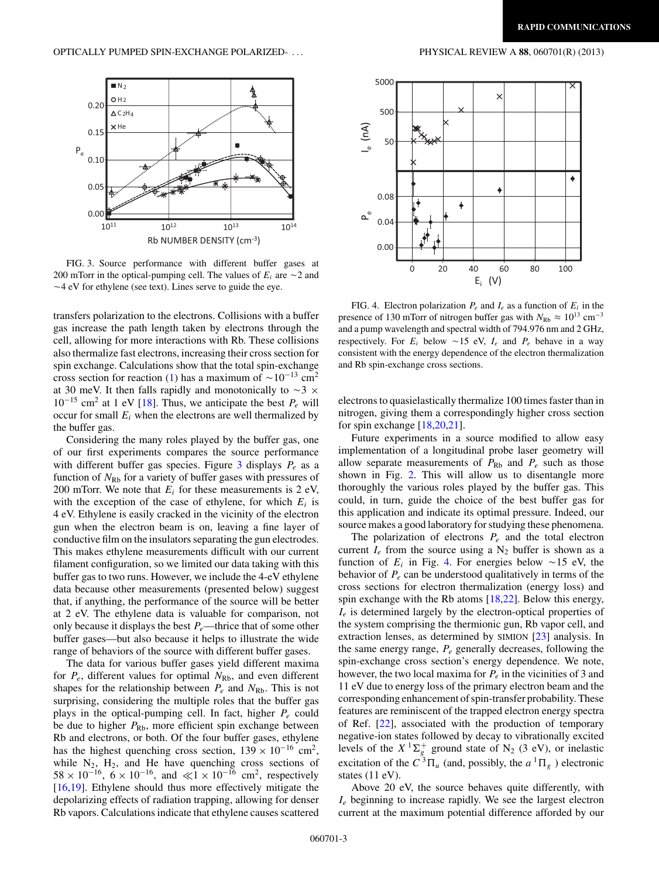FIG. 3. Source performance with different buffer gases at 200 mTorr in the optical-pumping cell. The values of $E_i$ are ~2 and ~4 eV for ethylene (see text). Lines serve to guide the eye.

FIG. 4. Electron polarization $P_e$ and $I_e$ as a function of $E_i$ in the presence of 130 mTorr of nitrogen buffer gas with $N_{\rm Rb} \approx 10^{13}$ cm$^{-3}$ and a pump wavelength and spectral width of 794.976 nm and 2 GHz, respectively. For $E_i$ below ~15 eV, $I_e$ and $P_e$ behave in a way consistent with the energy dependence of the electron thermalization and Rb spin-exchange cross sections.

transfers polarization to the electrons. Collisions with a buffer gas increase the path length taken by electrons through the cell, allowing for more interactions with Rb. These collisions also thermalize fast electrons, increasing their cross section for spin exchange. Calculations show that the total spin-exchange cross section for reaction (1) has a maximum of $\sim 10^{-13}$ cm$^2$ at 30 meV. It then falls rapidly and monotonically to $\sim 3 \times 10^{-15}$ cm$^2$ at 1 eV [18]. Thus, we anticipate the best $P_e$ will occur for small $E_i$ when the electrons are well thermalized by the buffer gas.

Considering the many roles played by the buffer gas, one of our first experiments compares the source performance with different buffer gas species. Figure 3 displays $P_e$ as a function of $N_{\rm Rb}$ for a variety of buffer gases with pressures of 200 mTorr. We note that $E_i$ for these measurements is 2 eV, with the exception of the case of ethylene, for which $E_i$ is 4 eV. Ethylene is easily cracked in the vicinity of the electron gun when the electron beam is on, leaving a fine layer of conductive film on the insulators separating the gun electrodes. This makes ethylene measurements difficult with our current filament configuration, so we limited our data taking with this buffer gas to two runs. However, we include the 4-eV ethylene data because other measurements (presented below) suggest that, if anything, the performance of the source will be better at 2 eV. The ethylene data is valuable for comparison, not only because it displays the best $P_e$—thrice that of some other buffer gases—but also because it helps to illustrate the wide range of behaviors of the source with different buffer gases.

The data for various buffer gases yield different maxima for $P_e$, different values for optimal $N_{\rm Rb}$, and even different shapes for the relationship between $P_e$ and $N_{\rm Rb}$. This is not surprising, considering the multiple roles that the buffer gas plays in the optical-pumping cell. In fact, higher $P_e$ could be due to higher $P_{\rm Rb}$, more efficient spin exchange between Rb and electrons, or both. Of the four buffer gases, ethylene has the highest quenching cross section, $139 \times 10^{-16}$ cm$^2$, while $N_2$, $H_2$, and He have quenching cross sections of $58 \times 10^{-16}$, $6 \times 10^{-16}$, and $\ll 1 \times 10^{-16}$ cm$^2$, respectively [16,19]. Ethylene should thus more effectively mitigate the depolarizing effects of radiation trapping, allowing for denser Rb vapors. Calculations indicate that ethylene causes scattered electrons to quasielastically thermalize 100 times faster than in nitrogen, giving them a correspondingly higher cross section for spin exchange [18,20,21].

Future experiments in a source modified to allow easy implementation of a longitudinal probe laser geometry will allow separate measurements of $P_{\rm Rb}$ and $P_e$ such as those shown in Fig. 2. This will allow us to disentangle more thoroughly the various roles played by the buffer gas. This could, in turn, guide the choice of the best buffer gas for this application and indicate its optimal pressure. Indeed, our source makes a good laboratory for studying these phenomena.

The polarization of electrons $P_e$ and the total electron current $I_e$ from the source using a $N_2$ buffer is shown as a function of $E_i$ in Fig. 4. For energies below ~15 eV, the behavior of $P_e$ can be understood qualitatively in terms of the cross sections for electron thermalization (energy loss) and spin exchange with the Rb atoms [18,22]. Below this energy, $I_e$ is determined largely by the electron-optical properties of the system comprising the thermionic gun, Rb vapor cell, and extraction lenses, as determined by SIMION [23] analysis. In the same energy range, $P_e$ generally decreases, following the spin-exchange cross section's energy dependence. We note, however, the two local maxima for $P_e$ in the vicinities of 3 and 11 eV due to energy loss of the primary electron beam and the corresponding enhancement of spin-transfer probability. These features are reminiscent of the trapped electron energy spectra of Ref. [22], associated with the production of temporary negative-ion states followed by decay to vibrationally excited levels of the $X\,^1\Sigma_g^+$ ground state of $N_2$ (3 eV), or inelastic excitation of the $C\,^3\Pi_u$ (and, possibly, the $a\,^1\Pi_g$ ) electronic states (11 eV).

Above 20 eV, the source behaves quite differently, with $I_e$ beginning to increase rapidly. We see the largest electron current at the maximum potential difference afforded by our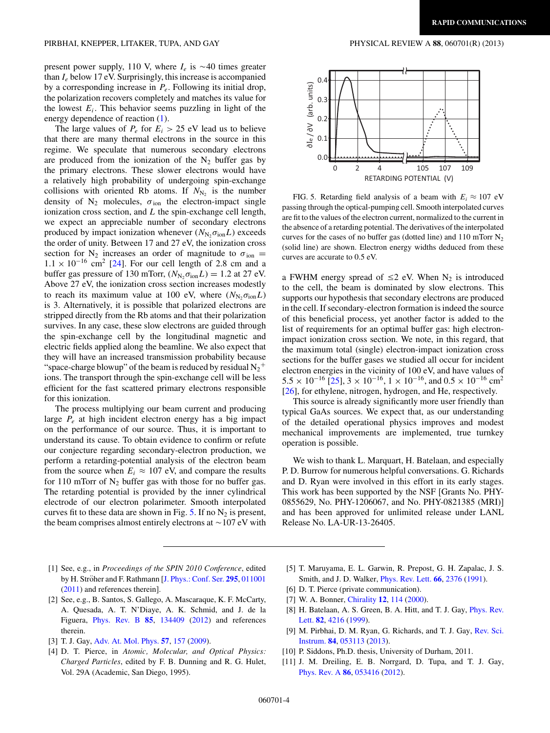present power supply, 110 V, where $I_e$ is ~40 times greater than $I_e$ below 17 eV. Surprisingly, this increase is accompanied by a corresponding increase in $P_e$. Following its initial drop, the polarization recovers completely and matches its value for the lowest $E_i$. This behavior seems puzzling in light of the energy dependence of reaction (1).

The large values of $P_e$ for $E_i > 25$ eV lead us to believe that there are many thermal electrons in the source in this regime. We speculate that numerous secondary electrons are produced from the ionization of the $N_2$ buffer gas by the primary electrons. These slower electrons would have a relatively high probability of undergoing spin-exchange collisions with oriented Rb atoms. If $N_{N_2}$ is the number density of $N_2$ molecules, $\sigma_{\text{ion}}$ the electron-impact single ionization cross section, and $L$ the spin-exchange cell length, we expect an appreciable number of secondary electrons produced by impact ionization whenever $(N_{N_2}\sigma_{\text{ion}}L)$ exceeds the order of unity. Between 17 and 27 eV, the ionization cross section for $N_2$ increases an order of magnitude to $\sigma_{\text{ion}} = 1.1 \times 10^{-16}$ cm$^2$ [24]. For our cell length of 2.8 cm and a buffer gas pressure of 130 mTorr, $(N_{N_2}\sigma_{\text{ion}}L) = 1.2$ at 27 eV. Above 27 eV, the ionization cross section increases modestly to reach its maximum value at 100 eV, where $(N_{N_2}\sigma_{\text{ion}}L)$ is 3. Alternatively, it is possible that polarized electrons are stripped directly from the Rb atoms and that their polarization survives. In any case, these slow electrons are guided through the spin-exchange cell by the longitudinal magnetic and electric fields applied along the beamline. We also expect that they will have an increased transmission probability because "space-charge blowup" of the beam is reduced by residual $N_2^+$ ions. The transport through the spin-exchange cell will be less efficient for the fast scattered primary electrons responsible for this ionization.

The process multiplying our beam current and producing large $P_e$ at high incident electron energy has a big impact on the performance of our source. Thus, it is important to understand its cause. To obtain evidence to confirm or refute our conjecture regarding secondary-electron production, we perform a retarding-potential analysis of the electron beam from the source when $E_i \approx 107$ eV, and compare the results for 110 mTorr of $N_2$ buffer gas with those for no buffer gas. The retarding potential is provided by the inner cylindrical electrode of our electron polarimeter. Smooth interpolated curves fit to these data are shown in Fig. 5. If no $N_2$ is present, the beam comprises almost entirely electrons at ~107 eV with a FWHM energy spread of ≤2 eV. When $N_2$ is introduced to the cell, the beam is dominated by slow electrons. This supports our hypothesis that secondary electrons are produced in the cell. If secondary-electron formation is indeed the source of this beneficial process, yet another factor is added to the list of requirements for an optimal buffer gas: high electron-impact ionization cross section. We note, in this regard, that the maximum total (single) electron-impact ionization cross sections for the buffer gases we studied all occur for incident electron energies in the vicinity of 100 eV, and have values of $5.5 \times 10^{-16}$ [25], $3 \times 10^{-16}$, $1 \times 10^{-16}$, and $0.5 \times 10^{-16}$ cm$^2$ [26], for ethylene, nitrogen, hydrogen, and He, respectively.

FIG. 5. Retarding field analysis of a beam with $E_i \approx 107$ eV passing through the optical-pumping cell. Smooth interpolated curves are fit to the values of the electron current, normalized to the current in the absence of a retarding potential. The derivatives of the interpolated curves for the cases of no buffer gas (dotted line) and 110 mTorr $N_2$ (solid line) are shown. Electron energy widths deduced from these curves are accurate to 0.5 eV.

This source is already significantly more user friendly than typical GaAs sources. We expect that, as our understanding of the detailed operational physics improves and modest mechanical improvements are implemented, true turnkey operation is possible.

We wish to thank L. Marquart, H. Batelaan, and especially P. D. Burrow for numerous helpful conversations. G. Richards and D. Ryan were involved in this effort in its early stages. This work has been supported by the NSF [Grants No. PHY-0855629, No. PHY-1206067, and No. PHY-0821385 (MRI)] and has been approved for unlimited release under LANL Release No. LA-UR-13-26405.

---

[1] See, e.g., in *Proceedings of the SPIN 2010 Conference*, edited by H. Ströher and F. Rathmann [J. Phys.: Conf. Ser. **295**, 011001 (2011) and references therein].

[2] See, e.g., B. Santos, S. Gallego, A. Mascaraque, K. F. McCarty, A. Quesada, A. T. N'Diaye, A. K. Schmid, and J. de la Figuera, Phys. Rev. B **85**, 134409 (2012) and references therein.

[3] T. J. Gay, Adv. At. Mol. Phys. **57**, 157 (2009).

[4] D. T. Pierce, in *Atomic, Molecular, and Optical Physics: Charged Particles*, edited by F. B. Dunning and R. G. Hulet, Vol. 29A (Academic, San Diego, 1995).

[5] T. Maruyama, E. L. Garwin, R. Prepost, G. H. Zapalac, J. S. Smith, and J. D. Walker, Phys. Rev. Lett. **66**, 2376 (1991).

[6] D. T. Pierce (private communication).

[7] W. A. Bonner, Chirality **12**, 114 (2000).

[8] H. Batelaan, A. S. Green, B. A. Hitt, and T. J. Gay, Phys. Rev. Lett. **82**, 4216 (1999).

[9] M. Pirbhai, D. M. Ryan, G. Richards, and T. J. Gay, Rev. Sci. Instrum. **84**, 053113 (2013).

[10] P. Siddons, Ph.D. thesis, University of Durham, 2011.

[11] J. M. Dreiling, E. B. Norrgard, D. Tupa, and T. J. Gay, Phys. Rev. A **86**, 053416 (2012).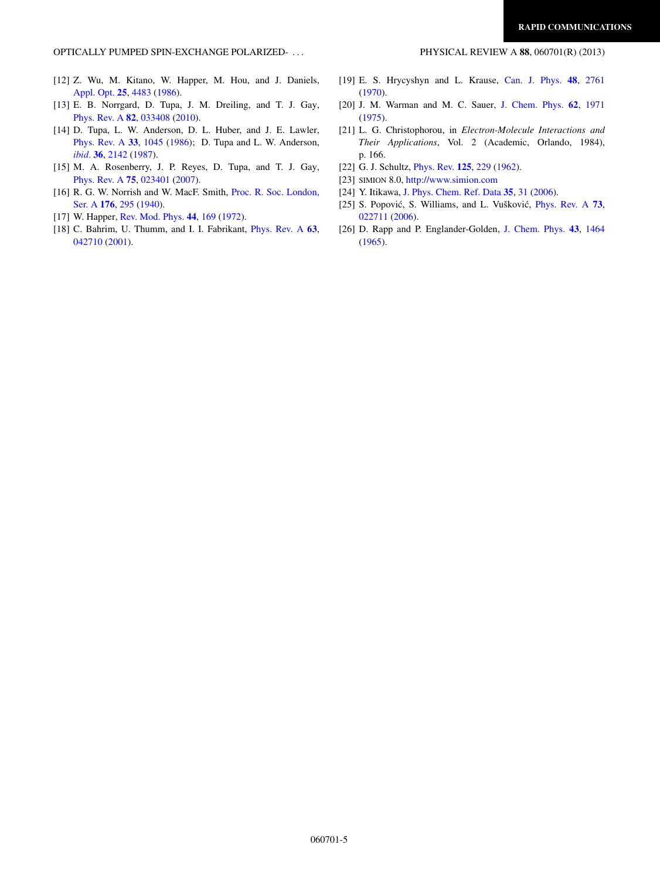[12] Z. Wu, M. Kitano, W. Happer, M. Hou, and J. Daniels, Appl. Opt. **25**, 4483 (1986).

[13] E. B. Norrgard, D. Tupa, J. M. Dreiling, and T. J. Gay, Phys. Rev. A **82**, 033408 (2010).

[14] D. Tupa, L. W. Anderson, D. L. Huber, and J. E. Lawler, Phys. Rev. A **33**, 1045 (1986); D. Tupa and L. W. Anderson, *ibid.* **36**, 2142 (1987).

[15] M. A. Rosenberry, J. P. Reyes, D. Tupa, and T. J. Gay, Phys. Rev. A **75**, 023401 (2007).

[16] R. G. W. Norrish and W. MacF. Smith, Proc. R. Soc. London, Ser. A **176**, 295 (1940).

[17] W. Happer, Rev. Mod. Phys. **44**, 169 (1972).

[18] C. Bahrim, U. Thumm, and I. I. Fabrikant, Phys. Rev. A **63**, 042710 (2001).

[19] E. S. Hrycyshyn and L. Krause, Can. J. Phys. **48**, 2761 (1970).

[20] J. M. Warman and M. C. Sauer, J. Chem. Phys. **62**, 1971 (1975).

[21] L. G. Christophorou, in *Electron-Molecule Interactions and Their Applications*, Vol. 2 (Academic, Orlando, 1984), p. 166.

[22] G. J. Schultz, Phys. Rev. **125**, 229 (1962).

[23] SIMION 8.0, http://www.simion.com

[24] Y. Itikawa, J. Phys. Chem. Ref. Data **35**, 31 (2006).

[25] S. Popović, S. Williams, and L. Vušković, Phys. Rev. A **73**, 022711 (2006).

[26] D. Rapp and P. Englander-Golden, J. Chem. Phys. **43**, 1464 (1965).